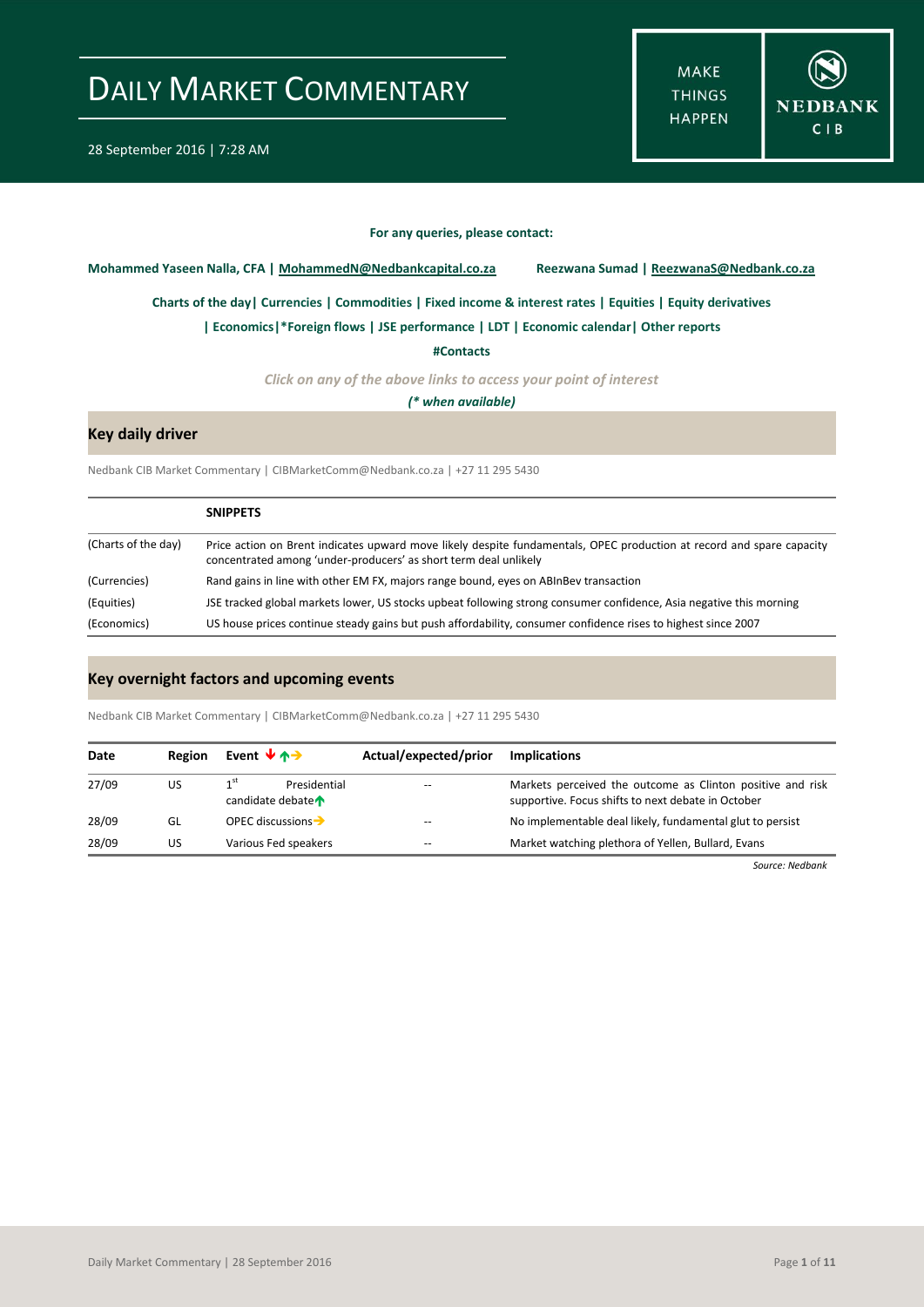# DAILY MARKET COMMENTARY

28 September 2016 | 7:28 AM

MAKE THINGS HAPPEN

NEDBANK CIB

**For any queries, please contact:**

**Mohammed Yaseen Nalla, CFA | MohammedN@Nedbankcapital.co.za**    **Reezwana Sumad | ReezwanaS@Nedbank.co.za**

**Charts of the day | Currencies | Commodities | Fixed income & interest rates | Equities | Equity derivatives**

**| Economics | *Foreign flows | JSE performance | LDT | Economic calendar | Other reports**

**#Contacts**

*Click on any of the above links to access your point of interest*

*(* when available)*

## Key daily driver

Nedbank CIB Market Commentary | CIBMarketComm@Nedbank.co.za | +27 11 295 5430

| | **SNIPPETS** |
|---|---|
| (Charts of the day) | Price action on Brent indicates upward move likely despite fundamentals, OPEC production at record and spare capacity concentrated among 'under-producers' as short term deal unlikely |
| (Currencies) | Rand gains in line with other EM FX, majors range bound, eyes on ABInBev transaction |
| (Equities) | JSE tracked global markets lower, US stocks upbeat following strong consumer confidence, Asia negative this morning |
| (Economics) | US house prices continue steady gains but push affordability, consumer confidence rises to highest since 2007 |

## Key overnight factors and upcoming events

Nedbank CIB Market Commentary | CIBMarketComm@Nedbank.co.za | +27 11 295 5430

| Date | Region | Event ↓↑→ | Actual/expected/prior | Implications |
|---|---|---|---|---|
| 27/09 | US | 1st Presidential candidate debate ↑ | -- | Markets perceived the outcome as Clinton positive and risk supportive. Focus shifts to next debate in October |
| 28/09 | GL | OPEC discussions → | -- | No implementable deal likely, fundamental glut to persist |
| 28/09 | US | Various Fed speakers | -- | Market watching plethora of Yellen, Bullard, Evans |

*Source: Nedbank*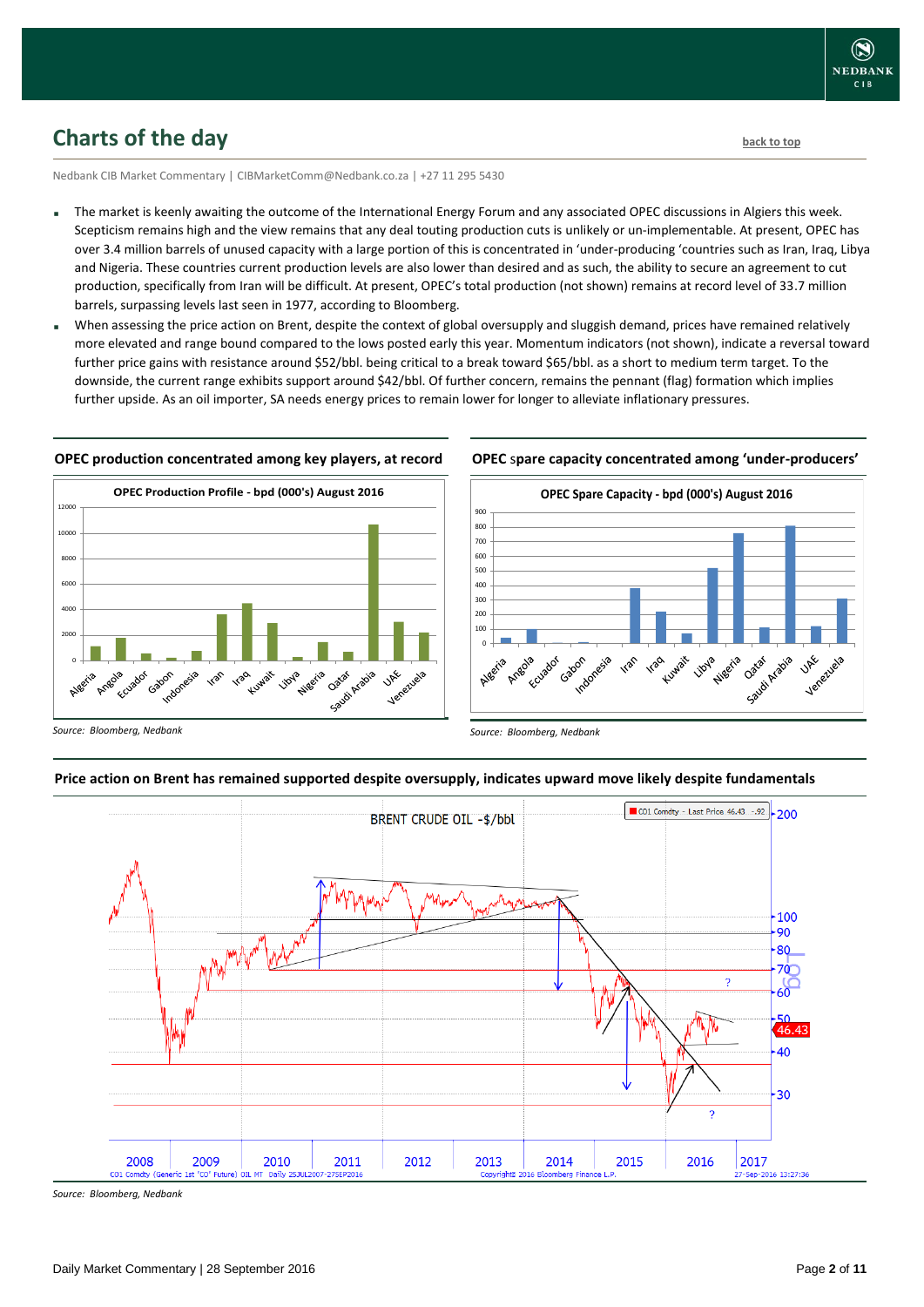## Charts of the day

back to top

Nedbank CIB Market Commentary | CIBMarketComm@Nedbank.co.za | +27 11 295 5430

- The market is keenly awaiting the outcome of the International Energy Forum and any associated OPEC discussions in Algiers this week. Scepticism remains high and the view remains that any deal touting production cuts is unlikely or un-implementable. At present, OPEC has over 3.4 million barrels of unused capacity with a large portion of this is concentrated in 'under-producing 'countries such as Iran, Iraq, Libya and Nigeria. These countries current production levels are also lower than desired and as such, the ability to secure an agreement to cut production, specifically from Iran will be difficult. At present, OPEC's total production (not shown) remains at record level of 33.7 million barrels, surpassing levels last seen in 1977, according to Bloomberg.
- When assessing the price action on Brent, despite the context of global oversupply and sluggish demand, prices have remained relatively more elevated and range bound compared to the lows posted early this year. Momentum indicators (not shown), indicate a reversal toward further price gains with resistance around $52/bbl. being critical to a break toward $65/bbl. as a short to medium term target. To the downside, the current range exhibits support around $42/bbl. Of further concern, remains the pennant (flag) formation which implies further upside. As an oil importer, SA needs energy prices to remain lower for longer to alleviate inflationary pressures.

**OPEC production concentrated among key players, at record**

OPEC Production Profile - bpd (000's) August 2016

*Source: Bloomberg, Nedbank*

**OPEC spare capacity concentrated among 'under-producers'**

OPEC Spare Capacity - bpd (000's) August 2016

*Source: Bloomberg, Nedbank*

**Price action on Brent has remained supported despite oversupply, indicates upward move likely despite fundamentals**

BRENT CRUDE OIL -$/bbl

*Source: Bloomberg, Nedbank*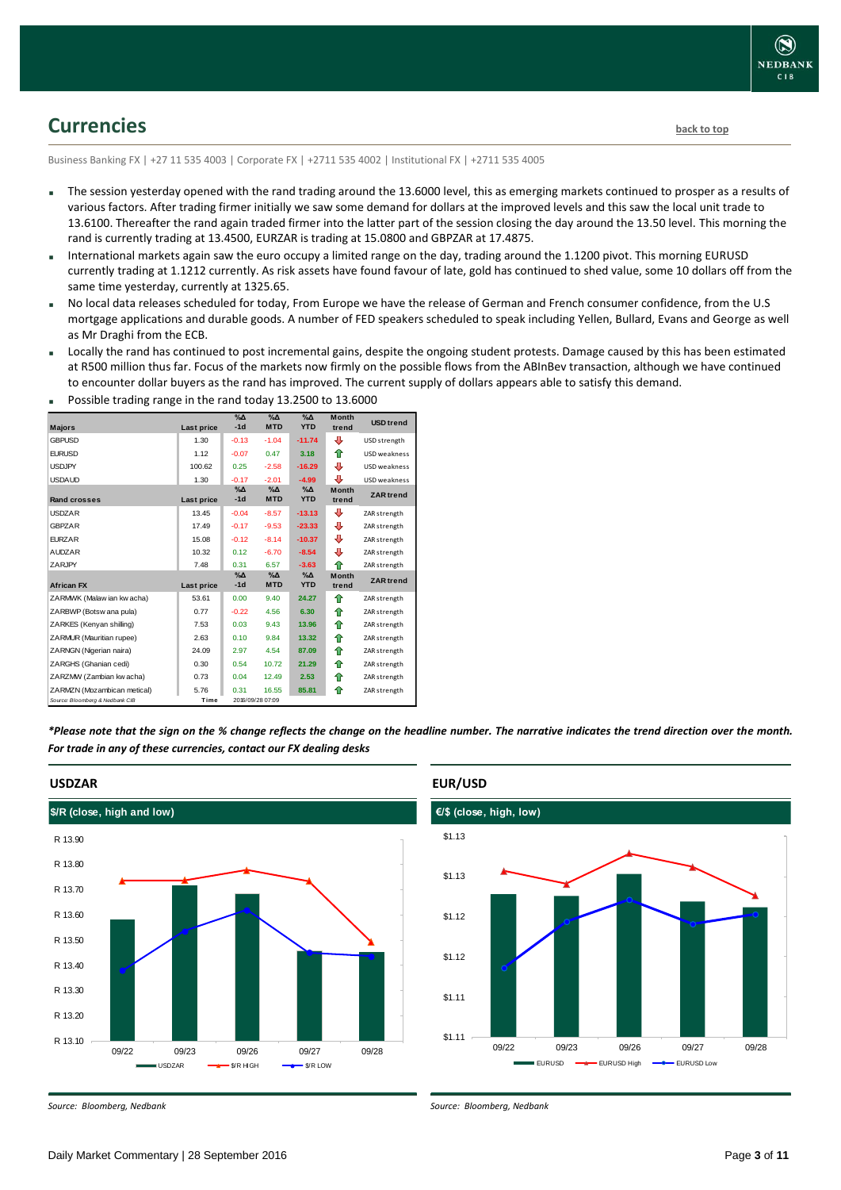## Currencies

back to top

Business Banking FX | +27 11 535 4003 | Corporate FX | +2711 535 4002 | Institutional FX | +2711 535 4005

- The session yesterday opened with the rand trading around the 13.6000 level, this as emerging markets continued to prosper as a results of various factors. After trading firmer initially we saw some demand for dollars at the improved levels and this saw the local unit trade to 13.6100. Thereafter the rand again traded firmer into the latter part of the session closing the day around the 13.50 level. This morning the rand is currently trading at 13.4500, EURZAR is trading at 15.0800 and GBPZAR at 17.4875.
- International markets again saw the euro occupy a limited range on the day, trading around the 1.1200 pivot. This morning EURUSD currently trading at 1.1212 currently. As risk assets have found favour of late, gold has continued to shed value, some 10 dollars off from the same time yesterday, currently at 1325.65.
- No local data releases scheduled for today, From Europe we have the release of German and French consumer confidence, from the U.S mortgage applications and durable goods. A number of FED speakers scheduled to speak including Yellen, Bullard, Evans and George as well as Mr Draghi from the ECB.
- Locally the rand has continued to post incremental gains, despite the ongoing student protests. Damage caused by this has been estimated at R500 million thus far. Focus of the markets now firmly on the possible flows from the ABInBev transaction, although we have continued to encounter dollar buyers as the rand has improved. The current supply of dollars appears able to satisfy this demand.
- Possible trading range in the rand today 13.2500 to 13.6000

| Majors | Last price | %Δ -1d | %Δ MTD | %Δ YTD | Month trend | USD trend |
|---|---|---|---|---|---|---|
| GBPUSD | 1.30 | -0.13 | -1.04 | -11.74 | ⇩ | USD strength |
| EURUSD | 1.12 | -0.07 | 0.47 | 3.18 | ⇧ | USD weakness |
| USDJPY | 100.62 | 0.25 | -2.58 | -16.29 | ⇩ | USD weakness |
| USDAUD | 1.30 | -0.17 | -2.01 | -4.99 | ⇩ | USD weakness |
| **Rand crosses** | **Last price** | **%Δ -1d** | **%Δ MTD** | **%Δ YTD** | **Month trend** | **ZAR trend** |
| USDZAR | 13.45 | -0.04 | -8.57 | -13.13 | ⇩ | ZAR strength |
| GBPZAR | 17.49 | -0.17 | -9.53 | -23.33 | ⇩ | ZAR strength |
| EURZAR | 15.08 | -0.12 | -8.14 | -10.37 | ⇩ | ZAR strength |
| AUDZAR | 10.32 | 0.12 | -6.70 | -8.54 | ⇩ | ZAR strength |
| ZARJPY | 7.48 | 0.31 | 6.57 | -3.63 | ⇧ | ZAR strength |
| **African FX** | **Last price** | **%Δ -1d** | **%Δ MTD** | **%Δ YTD** | **Month trend** | **ZAR trend** |
| ZARMWK (Malawian kwacha) | 53.61 | 0.00 | 9.40 | 24.27 | ⇧ | ZAR strength |
| ZARBWP (Botswana pula) | 0.77 | -0.22 | 4.56 | 6.30 | ⇧ | ZAR strength |
| ZARKES (Kenyan shilling) | 7.53 | 0.03 | 9.43 | 13.96 | ⇧ | ZAR strength |
| ZARMUR (Mauritian rupee) | 2.63 | 0.10 | 9.84 | 13.32 | ⇧ | ZAR strength |
| ZARNGN (Nigerian naira) | 24.09 | 2.97 | 4.54 | 87.09 | ⇧ | ZAR strength |
| ZARGHS (Ghanian cedi) | 0.30 | 0.54 | 10.72 | 21.29 | ⇧ | ZAR strength |
| ZARZMW (Zambian kwacha) | 0.73 | 0.04 | 12.49 | 2.53 | ⇧ | ZAR strength |
| ZARMZN (Mozambican metical) | 5.76 | 0.31 | 16.55 | 85.81 | ⇧ | ZAR strength |

Source: Bloomberg & Nedbank CIB — Time: 2016/09/28 07:09

*\*Please note that the sign on the % change reflects the change on the headline number. The narrative indicates the trend direction over the month. For trade in any of these currencies, contact our FX dealing desks*

### USDZAR

$/R (close, high and low)

Source: Bloomberg, Nedbank

### EUR/USD

€/$ (close, high, low)

Source: Bloomberg, Nedbank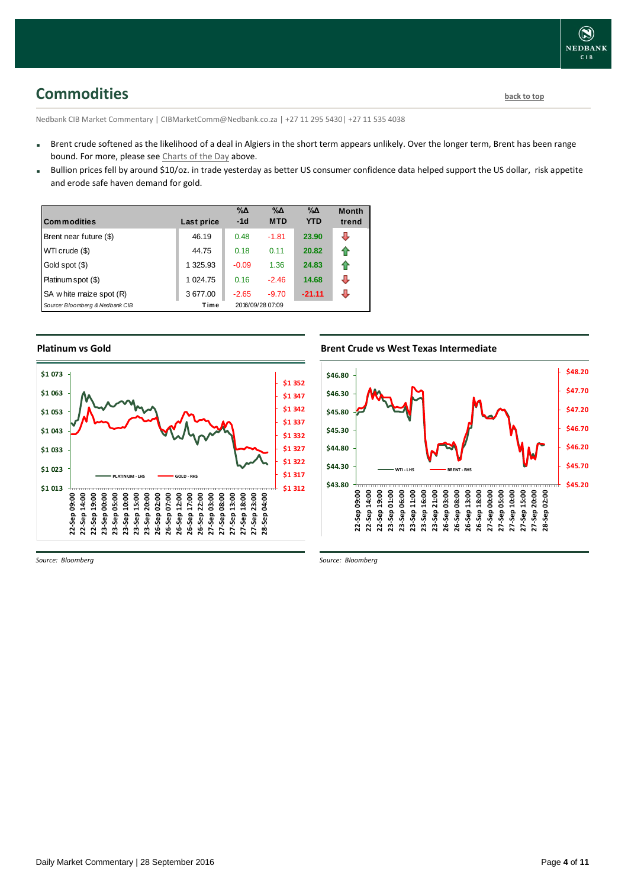# Commodities

back to top

Nedbank CIB Market Commentary | CIBMarketComm@Nedbank.co.za | +27 11 295 5430| +27 11 535 4038

- Brent crude softened as the likelihood of a deal in Algiers in the short term appears unlikely. Over the longer term, Brent has been range bound. For more, please see Charts of the Day above.
- Bullion prices fell by around $10/oz. in trade yesterday as better US consumer confidence data helped support the US dollar, risk appetite and erode safe haven demand for gold.

| Commodities | Last price | %Δ -1d | %Δ MTD | %Δ YTD | Month trend |
|---|---|---|---|---|---|
| Brent near future ($) | 46.19 | 0.48 | -1.81 | 23.90 | ⇩ |
| WTI crude ($) | 44.75 | 0.18 | 0.11 | 20.82 | ⇧ |
| Gold spot ($) | 1 325.93 | -0.09 | 1.36 | 24.83 | ⇧ |
| Platinum spot ($) | 1 024.75 | 0.16 | -2.46 | 14.68 | ⇩ |
| SA white maize spot (R) | 3 677.00 | -2.65 | -9.70 | -21.11 | ⇩ |
| *Source: Bloomberg & Nedbank CIB* | Time | 2016/09/28 07:09 | | | |

### Platinum vs Gold

*Source: Bloomberg*

### Brent Crude vs West Texas Intermediate

*Source: Bloomberg*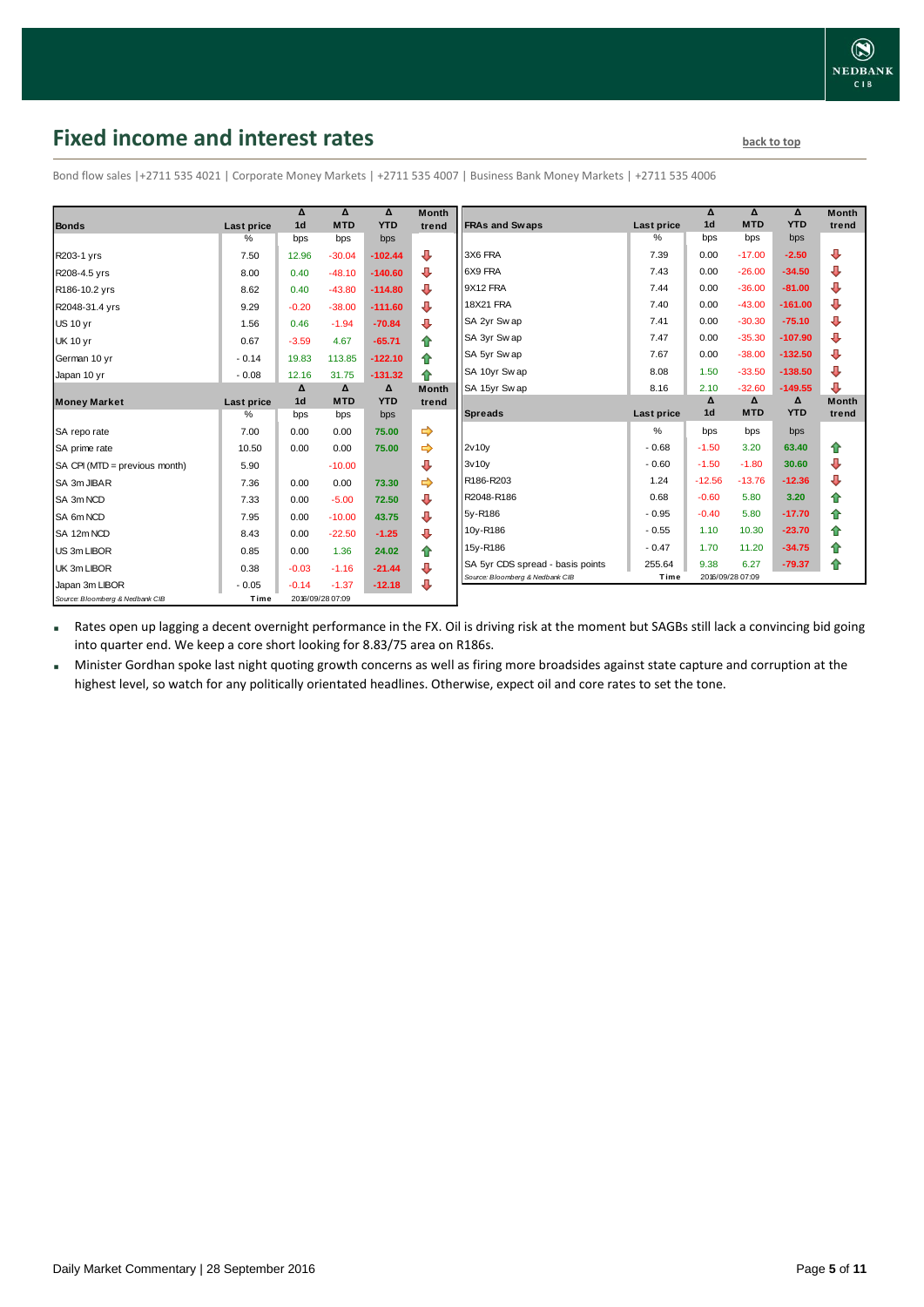# Fixed income and interest rates

back to top

Bond flow sales |+2711 535 4021 | Corporate Money Markets | +2711 535 4007 | Business Bank Money Markets | +2711 535 4006

| Bonds | Last price | Δ 1d | Δ MTD | Δ YTD | Month trend |
|---|---|---|---|---|---|
| | % | bps | bps | bps | |
| R203-1 yrs | 7.50 | 12.96 | -30.04 | -102.44 | ⇩ |
| R208-4.5 yrs | 8.00 | 0.40 | -48.10 | -140.60 | ⇩ |
| R186-10.2 yrs | 8.62 | 0.40 | -43.80 | -114.80 | ⇩ |
| R2048-31.4 yrs | 9.29 | -0.20 | -38.00 | -111.60 | ⇩ |
| US 10 yr | 1.56 | 0.46 | -1.94 | -70.84 | ⇩ |
| UK 10 yr | 0.67 | -3.59 | 4.67 | -65.71 | ⇧ |
| German 10 yr | - 0.14 | 19.83 | 113.85 | -122.10 | ⇧ |
| Japan 10 yr | - 0.08 | 12.16 | 31.75 | -131.32 | ⇧ |

| Money Market | Last price | Δ 1d | Δ MTD | Δ YTD | Month trend |
|---|---|---|---|---|---|
| | % | bps | bps | bps | |
| SA repo rate | 7.00 | 0.00 | 0.00 | 75.00 | ⇨ |
| SA prime rate | 10.50 | 0.00 | 0.00 | 75.00 | ⇨ |
| SA CPI (MTD = previous month) | 5.90 | | -10.00 | | ⇩ |
| SA 3m JIBAR | 7.36 | 0.00 | 0.00 | 73.30 | ⇨ |
| SA 3m NCD | 7.33 | 0.00 | -5.00 | 72.50 | ⇩ |
| SA 6m NCD | 7.95 | 0.00 | -10.00 | 43.75 | ⇩ |
| SA 12m NCD | 8.43 | 0.00 | -22.50 | -1.25 | ⇩ |
| US 3m LIBOR | 0.85 | 0.00 | 1.36 | 24.02 | ⇧ |
| UK 3m LIBOR | 0.38 | -0.03 | -1.16 | -21.44 | ⇩ |
| Japan 3m LIBOR | - 0.05 | -0.14 | -1.37 | -12.18 | ⇩ |

Source: Bloomberg & Nedbank CIB | Time 2016/09/28 07:09

| FRAs and Swaps | Last price | Δ 1d | Δ MTD | Δ YTD | Month trend |
|---|---|---|---|---|---|
| | % | bps | bps | bps | |
| 3X6 FRA | 7.39 | 0.00 | -17.00 | -2.50 | ⇩ |
| 6X9 FRA | 7.43 | 0.00 | -26.00 | -34.50 | ⇩ |
| 9X12 FRA | 7.44 | 0.00 | -36.00 | -81.00 | ⇩ |
| 18X21 FRA | 7.40 | 0.00 | -43.00 | -161.00 | ⇩ |
| SA 2yr Swap | 7.41 | 0.00 | -30.30 | -75.10 | ⇩ |
| SA 3yr Swap | 7.47 | 0.00 | -35.30 | -107.90 | ⇩ |
| SA 5yr Swap | 7.67 | 0.00 | -38.00 | -132.50 | ⇩ |
| SA 10yr Swap | 8.08 | 1.50 | -33.50 | -138.50 | ⇩ |
| SA 15yr Swap | 8.16 | 2.10 | -32.60 | -149.55 | ⇩ |

| Spreads | Last price | Δ 1d | Δ MTD | Δ YTD | Month trend |
|---|---|---|---|---|---|
| | % | bps | bps | bps | |
| 2v10y | - 0.68 | -1.50 | 3.20 | 63.40 | ⇧ |
| 3v10y | - 0.60 | -1.50 | -1.80 | 30.60 | ⇩ |
| R186-R203 | 1.24 | -12.56 | -13.76 | -12.36 | ⇩ |
| R2048-R186 | 0.68 | -0.60 | 5.80 | 3.20 | ⇧ |
| 5y-R186 | - 0.95 | -0.40 | 5.80 | -17.70 | ⇧ |
| 10y-R186 | - 0.55 | 1.10 | 10.30 | -23.70 | ⇧ |
| 15y-R186 | - 0.47 | 1.70 | 11.20 | -34.75 | ⇧ |
| SA 5yr CDS spread - basis points | 255.64 | 9.38 | 6.27 | -79.37 | ⇧ |

Source: Bloomberg & Nedbank CIB | Time 2016/09/28 07:09

- Rates open up lagging a decent overnight performance in the FX. Oil is driving risk at the moment but SAGBs still lack a convincing bid going into quarter end. We keep a core short looking for 8.83/75 area on R186s.
- Minister Gordhan spoke last night quoting growth concerns as well as firing more broadsides against state capture and corruption at the highest level, so watch for any politically orientated headlines. Otherwise, expect oil and core rates to set the tone.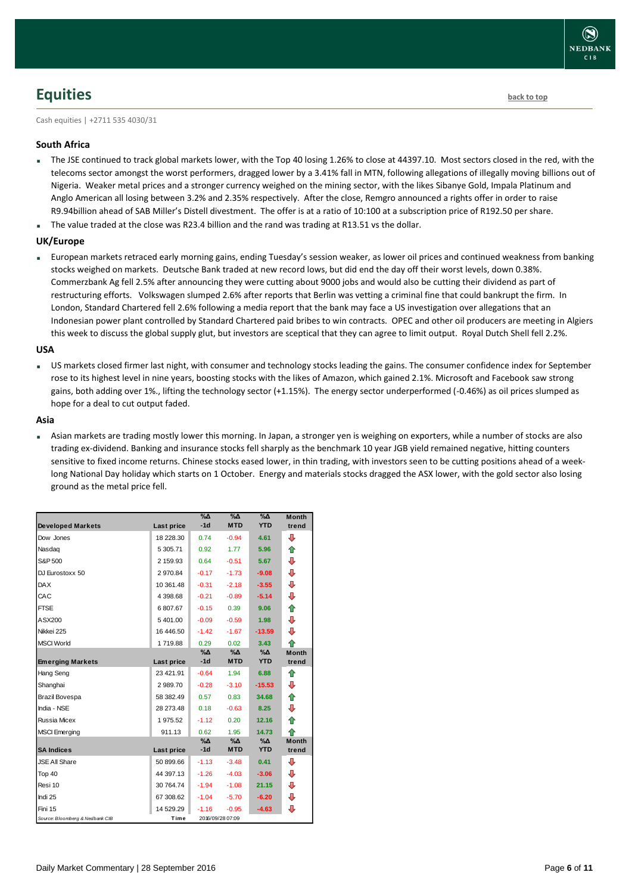## Equities

back to top

Cash equities | +2711 535 4030/31

### South Africa

- The JSE continued to track global markets lower, with the Top 40 losing 1.26% to close at 44397.10. Most sectors closed in the red, with the telecoms sector amongst the worst performers, dragged lower by a 3.41% fall in MTN, following allegations of illegally moving billions out of Nigeria. Weaker metal prices and a stronger currency weighed on the mining sector, with the likes Sibanye Gold, Impala Platinum and Anglo American all losing between 3.2% and 2.35% respectively. After the close, Remgro announced a rights offer in order to raise R9.94billion ahead of SAB Miller's Distell divestment. The offer is at a ratio of 10:100 at a subscription price of R192.50 per share.
- The value traded at the close was R23.4 billion and the rand was trading at R13.51 vs the dollar.

### UK/Europe

- European markets retraced early morning gains, ending Tuesday's session weaker, as lower oil prices and continued weakness from banking stocks weighed on markets. Deutsche Bank traded at new record lows, but did end the day off their worst levels, down 0.38%. Commerzbank Ag fell 2.5% after announcing they were cutting about 9000 jobs and would also be cutting their dividend as part of restructuring efforts. Volkswagen slumped 2.6% after reports that Berlin was vetting a criminal fine that could bankrupt the firm. In London, Standard Chartered fell 2.6% following a media report that the bank may face a US investigation over allegations that an Indonesian power plant controlled by Standard Chartered paid bribes to win contracts. OPEC and other oil producers are meeting in Algiers this week to discuss the global supply glut, but investors are sceptical that they can agree to limit output. Royal Dutch Shell fell 2.2%.

### USA

- US markets closed firmer last night, with consumer and technology stocks leading the gains. The consumer confidence index for September rose to its highest level in nine years, boosting stocks with the likes of Amazon, which gained 2.1%. Microsoft and Facebook saw strong gains, both adding over 1%., lifting the technology sector (+1.15%). The energy sector underperformed (-0.46%) as oil prices slumped as hope for a deal to cut output faded.

### Asia

- Asian markets are trading mostly lower this morning. In Japan, a stronger yen is weighing on exporters, while a number of stocks are also trading ex-dividend. Banking and insurance stocks fell sharply as the benchmark 10 year JGB yield remained negative, hitting counters sensitive to fixed income returns. Chinese stocks eased lower, in thin trading, with investors seen to be cutting positions ahead of a week-long National Day holiday which starts on 1 October. Energy and materials stocks dragged the ASX lower, with the gold sector also losing ground as the metal price fell.

| Developed Markets | Last price | %Δ -1d | %Δ MTD | %Δ YTD | Month trend |
|---|---|---|---|---|---|
| Dow Jones | 18 228.30 | 0.74 | -0.94 | 4.61 | ⇩ |
| Nasdaq | 5 305.71 | 0.92 | 1.77 | 5.96 | ⇧ |
| S&P 500 | 2 159.93 | 0.64 | -0.51 | 5.67 | ⇩ |
| DJ Eurostoxx 50 | 2 970.84 | -0.17 | -1.73 | -9.08 | ⇩ |
| DAX | 10 361.48 | -0.31 | -2.18 | -3.55 | ⇩ |
| CAC | 4 398.68 | -0.21 | -0.89 | -5.14 | ⇩ |
| FTSE | 6 807.67 | -0.15 | 0.39 | 9.06 | ⇧ |
| ASX200 | 5 401.00 | -0.09 | -0.59 | 1.98 | ⇩ |
| Nikkei 225 | 16 446.50 | -1.42 | -1.67 | -13.59 | ⇩ |
| MSCI World | 1 719.88 | 0.29 | 0.02 | 3.43 | ⇧ |
| **Emerging Markets** | **Last price** | **%Δ -1d** | **%Δ MTD** | **%Δ YTD** | **Month trend** |
| Hang Seng | 23 421.91 | -0.64 | 1.94 | 6.88 | ⇧ |
| Shanghai | 2 989.70 | -0.28 | -3.10 | -15.53 | ⇩ |
| Brazil Bovespa | 58 382.49 | 0.57 | 0.83 | 34.68 | ⇧ |
| India - NSE | 28 273.48 | 0.18 | -0.63 | 8.25 | ⇩ |
| Russia Micex | 1 975.52 | -1.12 | 0.20 | 12.16 | ⇧ |
| MSCI Emerging | 911.13 | 0.62 | 1.95 | 14.73 | ⇧ |
| **SA Indices** | **Last price** | **%Δ -1d** | **%Δ MTD** | **%Δ YTD** | **Month trend** |
| JSE All Share | 50 899.66 | -1.13 | -3.48 | 0.41 | ⇩ |
| Top 40 | 44 397.13 | -1.26 | -4.03 | -3.06 | ⇩ |
| Resi 10 | 30 764.74 | -1.94 | -1.08 | 21.15 | ⇩ |
| Indi 25 | 67 308.62 | -1.04 | -5.70 | -6.20 | ⇩ |
| Fini 15 | 14 529.29 | -1.16 | -0.95 | -4.63 | ⇩ |

Source: Bloomberg & Nedbank CIB | Time 2016/09/28 07:09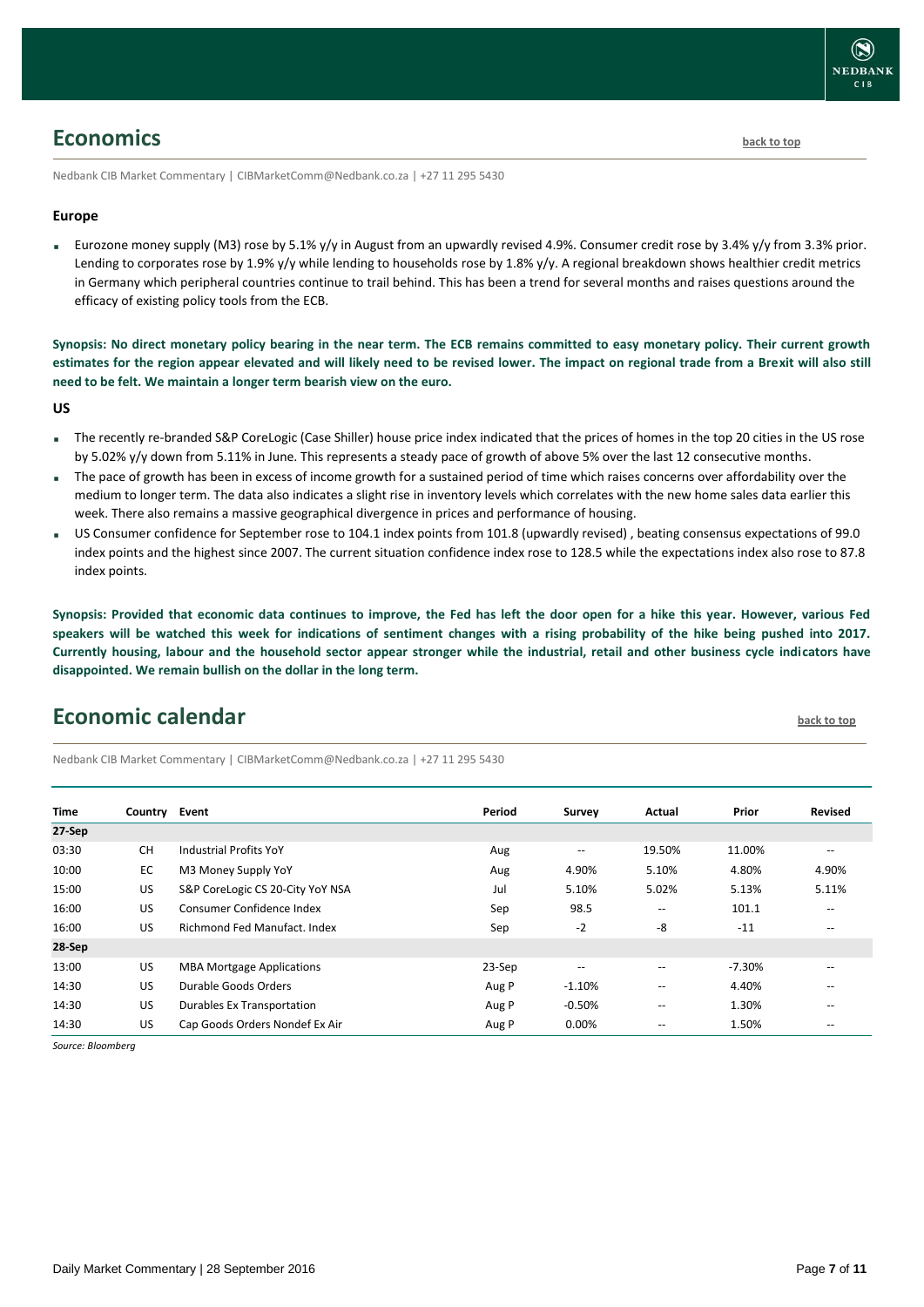## Economics

back to top

Nedbank CIB Market Commentary | CIBMarketComm@Nedbank.co.za | +27 11 295 5430

### Europe

- Eurozone money supply (M3) rose by 5.1% y/y in August from an upwardly revised 4.9%. Consumer credit rose by 3.4% y/y from 3.3% prior. Lending to corporates rose by 1.9% y/y while lending to households rose by 1.8% y/y. A regional breakdown shows healthier credit metrics in Germany which peripheral countries continue to trail behind. This has been a trend for several months and raises questions around the efficacy of existing policy tools from the ECB.

**Synopsis: No direct monetary policy bearing in the near term. The ECB remains committed to easy monetary policy. Their current growth estimates for the region appear elevated and will likely need to be revised lower. The impact on regional trade from a Brexit will also still need to be felt. We maintain a longer term bearish view on the euro.**

### US

- The recently re-branded S&P CoreLogic (Case Shiller) house price index indicated that the prices of homes in the top 20 cities in the US rose by 5.02% y/y down from 5.11% in June. This represents a steady pace of growth of above 5% over the last 12 consecutive months.
- The pace of growth has been in excess of income growth for a sustained period of time which raises concerns over affordability over the medium to longer term. The data also indicates a slight rise in inventory levels which correlates with the new home sales data earlier this week. There also remains a massive geographical divergence in prices and performance of housing.
- US Consumer confidence for September rose to 104.1 index points from 101.8 (upwardly revised) , beating consensus expectations of 99.0 index points and the highest since 2007. The current situation confidence index rose to 128.5 while the expectations index also rose to 87.8 index points.

**Synopsis: Provided that economic data continues to improve, the Fed has left the door open for a hike this year. However, various Fed speakers will be watched this week for indications of sentiment changes with a rising probability of the hike being pushed into 2017. Currently housing, labour and the household sector appear stronger while the industrial, retail and other business cycle indicators have disappointed. We remain bullish on the dollar in the long term.**

## Economic calendar

back to top

Nedbank CIB Market Commentary | CIBMarketComm@Nedbank.co.za | +27 11 295 5430

| Time | Country | Event | Period | Survey | Actual | Prior | Revised |
|---|---|---|---|---|---|---|---|
| **27-Sep** | | | | | | | |
| 03:30 | CH | Industrial Profits YoY | Aug | -- | 19.50% | 11.00% | -- |
| 10:00 | EC | M3 Money Supply YoY | Aug | 4.90% | 5.10% | 4.80% | 4.90% |
| 15:00 | US | S&P CoreLogic CS 20-City YoY NSA | Jul | 5.10% | 5.02% | 5.13% | 5.11% |
| 16:00 | US | Consumer Confidence Index | Sep | 98.5 | -- | 101.1 | -- |
| 16:00 | US | Richmond Fed Manufact. Index | Sep | -2 | -8 | -11 | -- |
| **28-Sep** | | | | | | | |
| 13:00 | US | MBA Mortgage Applications | 23-Sep | -- | -- | -7.30% | -- |
| 14:30 | US | Durable Goods Orders | Aug P | -1.10% | -- | 4.40% | -- |
| 14:30 | US | Durables Ex Transportation | Aug P | -0.50% | -- | 1.30% | -- |
| 14:30 | US | Cap Goods Orders Nondef Ex Air | Aug P | 0.00% | -- | 1.50% | -- |

*Source: Bloomberg*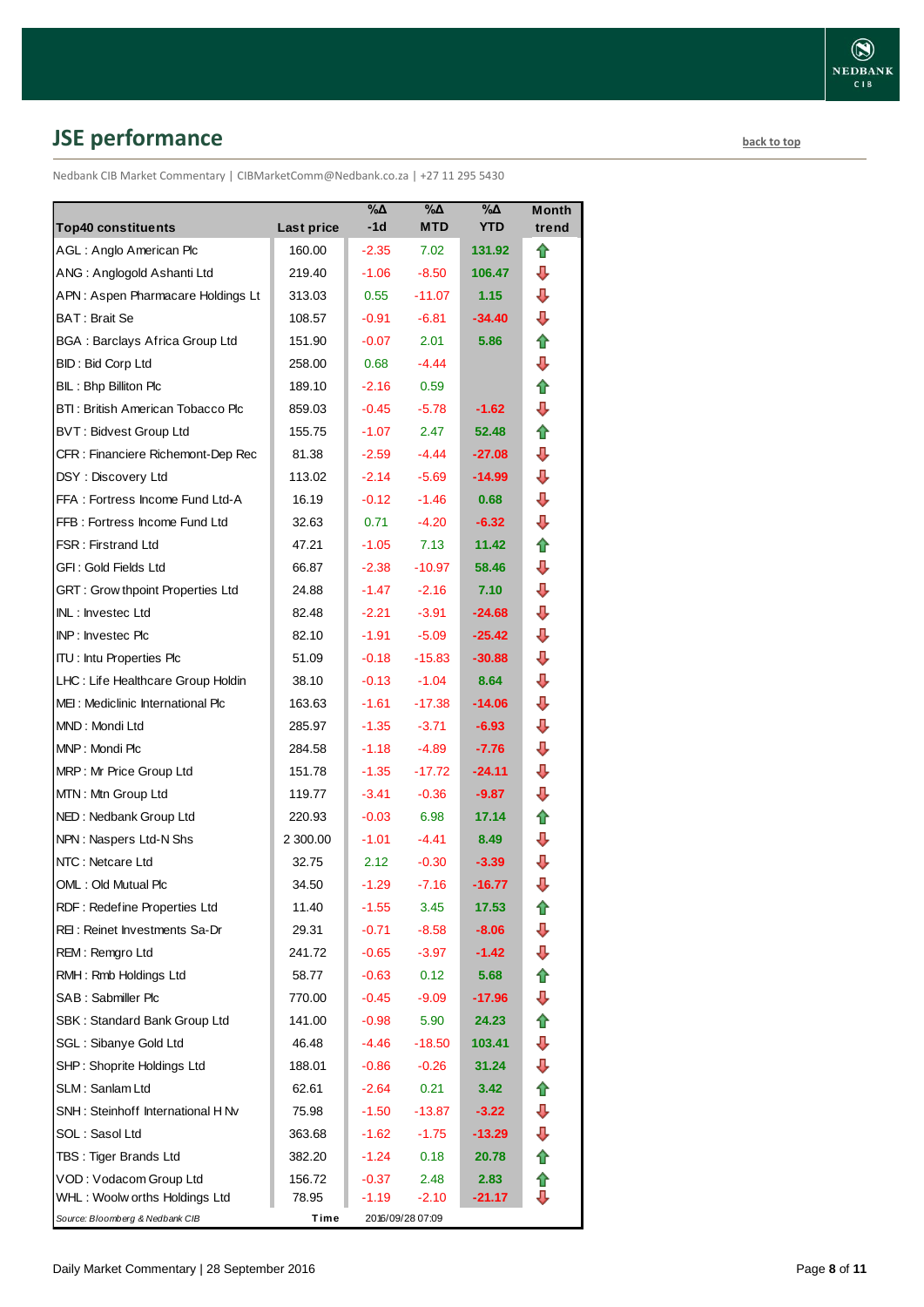## JSE performance

back to top

Nedbank CIB Market Commentary | CIBMarketComm@Nedbank.co.za | +27 11 295 5430

| Top40 constituents | Last price | %Δ -1d | %Δ MTD | %Δ YTD | Month trend |
|---|---|---|---|---|---|
| AGL : Anglo American Plc | 160.00 | -2.35 | 7.02 | 131.92 | ⇧ |
| ANG : Anglogold Ashanti Ltd | 219.40 | -1.06 | -8.50 | 106.47 | ⇩ |
| APN : Aspen Pharmacare Holdings Lt | 313.03 | 0.55 | -11.07 | 1.15 | ⇩ |
| BAT : Brait Se | 108.57 | -0.91 | -6.81 | -34.40 | ⇩ |
| BGA : Barclays Africa Group Ltd | 151.90 | -0.07 | 2.01 | 5.86 | ⇧ |
| BID : Bid Corp Ltd | 258.00 | 0.68 | -4.44 | | ⇩ |
| BIL : Bhp Billiton Plc | 189.10 | -2.16 | 0.59 | | ⇧ |
| BTI : British American Tobacco Plc | 859.03 | -0.45 | -5.78 | -1.62 | ⇩ |
| BVT : Bidvest Group Ltd | 155.75 | -1.07 | 2.47 | 52.48 | ⇧ |
| CFR : Financiere Richemont-Dep Rec | 81.38 | -2.59 | -4.44 | -27.08 | ⇩ |
| DSY : Discovery Ltd | 113.02 | -2.14 | -5.69 | -14.99 | ⇩ |
| FFA : Fortress Income Fund Ltd-A | 16.19 | -0.12 | -1.46 | 0.68 | ⇩ |
| FFB : Fortress Income Fund Ltd | 32.63 | 0.71 | -4.20 | -6.32 | ⇩ |
| FSR : Firstrand Ltd | 47.21 | -1.05 | 7.13 | 11.42 | ⇧ |
| GFI : Gold Fields Ltd | 66.87 | -2.38 | -10.97 | 58.46 | ⇩ |
| GRT : Growthpoint Properties Ltd | 24.88 | -1.47 | -2.16 | 7.10 | ⇩ |
| INL : Investec Ltd | 82.48 | -2.21 | -3.91 | -24.68 | ⇩ |
| INP : Investec Plc | 82.10 | -1.91 | -5.09 | -25.42 | ⇩ |
| ITU : Intu Properties Plc | 51.09 | -0.18 | -15.83 | -30.88 | ⇩ |
| LHC : Life Healthcare Group Holdin | 38.10 | -0.13 | -1.04 | 8.64 | ⇩ |
| MEI : Mediclinic International Plc | 163.63 | -1.61 | -17.38 | -14.06 | ⇩ |
| MND : Mondi Ltd | 285.97 | -1.35 | -3.71 | -6.93 | ⇩ |
| MNP : Mondi Plc | 284.58 | -1.18 | -4.89 | -7.76 | ⇩ |
| MRP : Mr Price Group Ltd | 151.78 | -1.35 | -17.72 | -24.11 | ⇩ |
| MTN : Mtn Group Ltd | 119.77 | -3.41 | -0.36 | -9.87 | ⇩ |
| NED : Nedbank Group Ltd | 220.93 | -0.03 | 6.98 | 17.14 | ⇧ |
| NPN : Naspers Ltd-N Shs | 2 300.00 | -1.01 | -4.41 | 8.49 | ⇩ |
| NTC : Netcare Ltd | 32.75 | 2.12 | -0.30 | -3.39 | ⇩ |
| OML : Old Mutual Plc | 34.50 | -1.29 | -7.16 | -16.77 | ⇩ |
| RDF : Redefine Properties Ltd | 11.40 | -1.55 | 3.45 | 17.53 | ⇧ |
| REI : Reinet Investments Sa-Dr | 29.31 | -0.71 | -8.58 | -8.06 | ⇩ |
| REM : Remgro Ltd | 241.72 | -0.65 | -3.97 | -1.42 | ⇩ |
| RMH : Rmb Holdings Ltd | 58.77 | -0.63 | 0.12 | 5.68 | ⇧ |
| SAB : Sabmiller Plc | 770.00 | -0.45 | -9.09 | -17.96 | ⇩ |
| SBK : Standard Bank Group Ltd | 141.00 | -0.98 | 5.90 | 24.23 | ⇧ |
| SGL : Sibanye Gold Ltd | 46.48 | -4.46 | -18.50 | 103.41 | ⇩ |
| SHP : Shoprite Holdings Ltd | 188.01 | -0.86 | -0.26 | 31.24 | ⇩ |
| SLM : Sanlam Ltd | 62.61 | -2.64 | 0.21 | 3.42 | ⇧ |
| SNH : Steinhoff International H Nv | 75.98 | -1.50 | -13.87 | -3.22 | ⇩ |
| SOL : Sasol Ltd | 363.68 | -1.62 | -1.75 | -13.29 | ⇩ |
| TBS : Tiger Brands Ltd | 382.20 | -1.24 | 0.18 | 20.78 | ⇧ |
| VOD : Vodacom Group Ltd | 156.72 | -0.37 | 2.48 | 2.83 | ⇧ |
| WHL : Woolworths Holdings Ltd | 78.95 | -1.19 | -2.10 | -21.17 | ⇩ |

*Source: Bloomberg & Nedbank CIB* Time 2016/09/28 07:09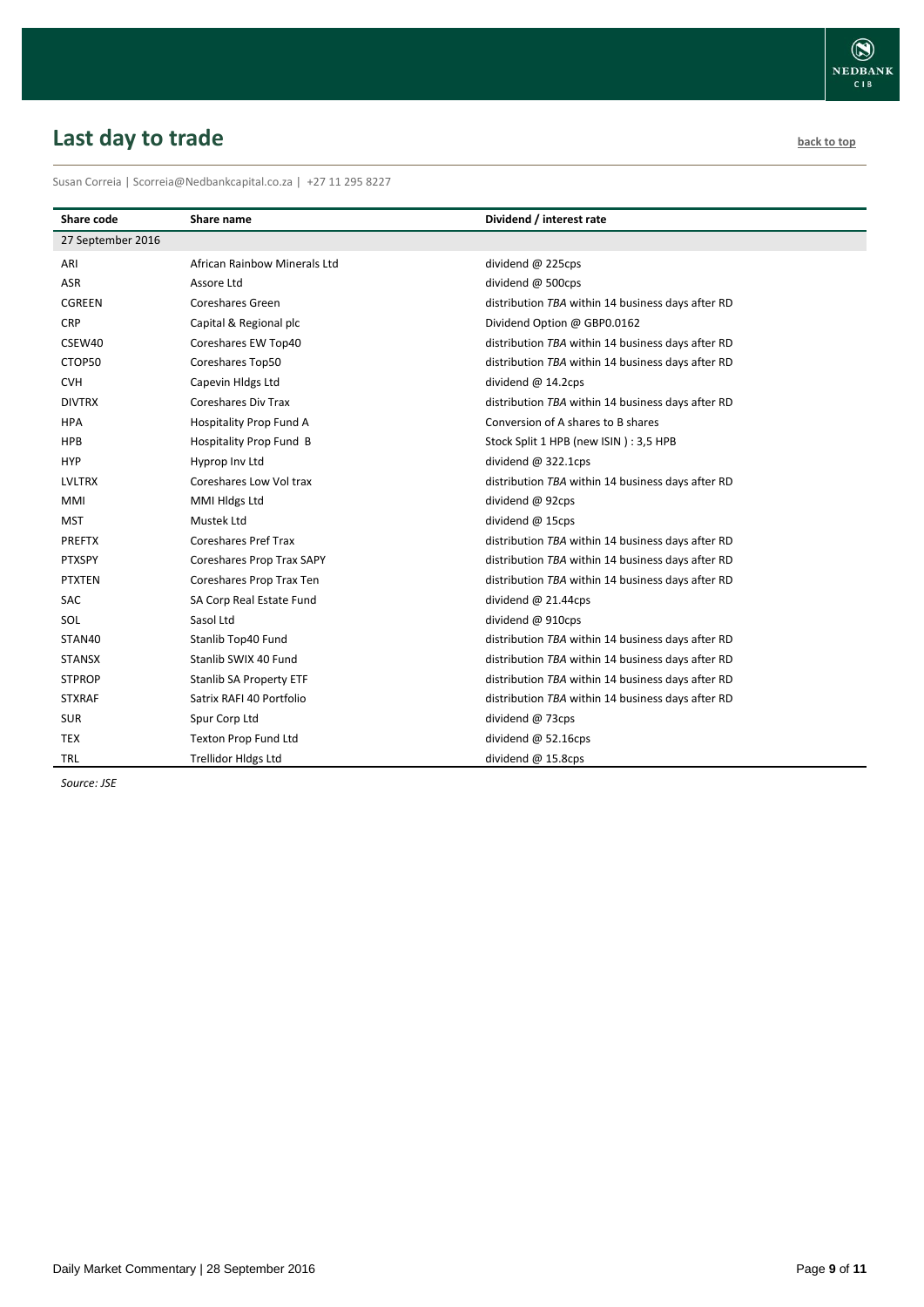## Last day to trade

back to top

Susan Correia | Scorreia@Nedbankcapital.co.za | +27 11 295 8227

| Share code | Share name | Dividend / interest rate |
|---|---|---|
| 27 September 2016 | | |
| ARI | African Rainbow Minerals Ltd | dividend @ 225cps |
| ASR | Assore Ltd | dividend @ 500cps |
| CGREEN | Coreshares Green | distribution *TBA* within 14 business days after RD |
| CRP | Capital & Regional plc | Dividend Option @ GBP0.0162 |
| CSEW40 | Coreshares EW Top40 | distribution *TBA* within 14 business days after RD |
| CTOP50 | Coreshares Top50 | distribution *TBA* within 14 business days after RD |
| CVH | Capevin Hldgs Ltd | dividend @ 14.2cps |
| DIVTRX | Coreshares Div Trax | distribution *TBA* within 14 business days after RD |
| HPA | Hospitality Prop Fund A | Conversion of A shares to B shares |
| HPB | Hospitality Prop Fund B | Stock Split 1 HPB (new ISIN ) : 3,5 HPB |
| HYP | Hyprop Inv Ltd | dividend @ 322.1cps |
| LVLTRX | Coreshares Low Vol trax | distribution *TBA* within 14 business days after RD |
| MMI | MMI Hldgs Ltd | dividend @ 92cps |
| MST | Mustek Ltd | dividend @ 15cps |
| PREFTX | Coreshares Pref Trax | distribution *TBA* within 14 business days after RD |
| PTXSPY | Coreshares Prop Trax SAPY | distribution *TBA* within 14 business days after RD |
| PTXTEN | Coreshares Prop Trax Ten | distribution *TBA* within 14 business days after RD |
| SAC | SA Corp Real Estate Fund | dividend @ 21.44cps |
| SOL | Sasol Ltd | dividend @ 910cps |
| STAN40 | Stanlib Top40 Fund | distribution *TBA* within 14 business days after RD |
| STANSX | Stanlib SWIX 40 Fund | distribution *TBA* within 14 business days after RD |
| STPROP | Stanlib SA Property ETF | distribution *TBA* within 14 business days after RD |
| STXRAF | Satrix RAFI 40 Portfolio | distribution *TBA* within 14 business days after RD |
| SUR | Spur Corp Ltd | dividend @ 73cps |
| TEX | Texton Prop Fund Ltd | dividend @ 52.16cps |
| TRL | Trellidor Hldgs Ltd | dividend @ 15.8cps |

*Source: JSE*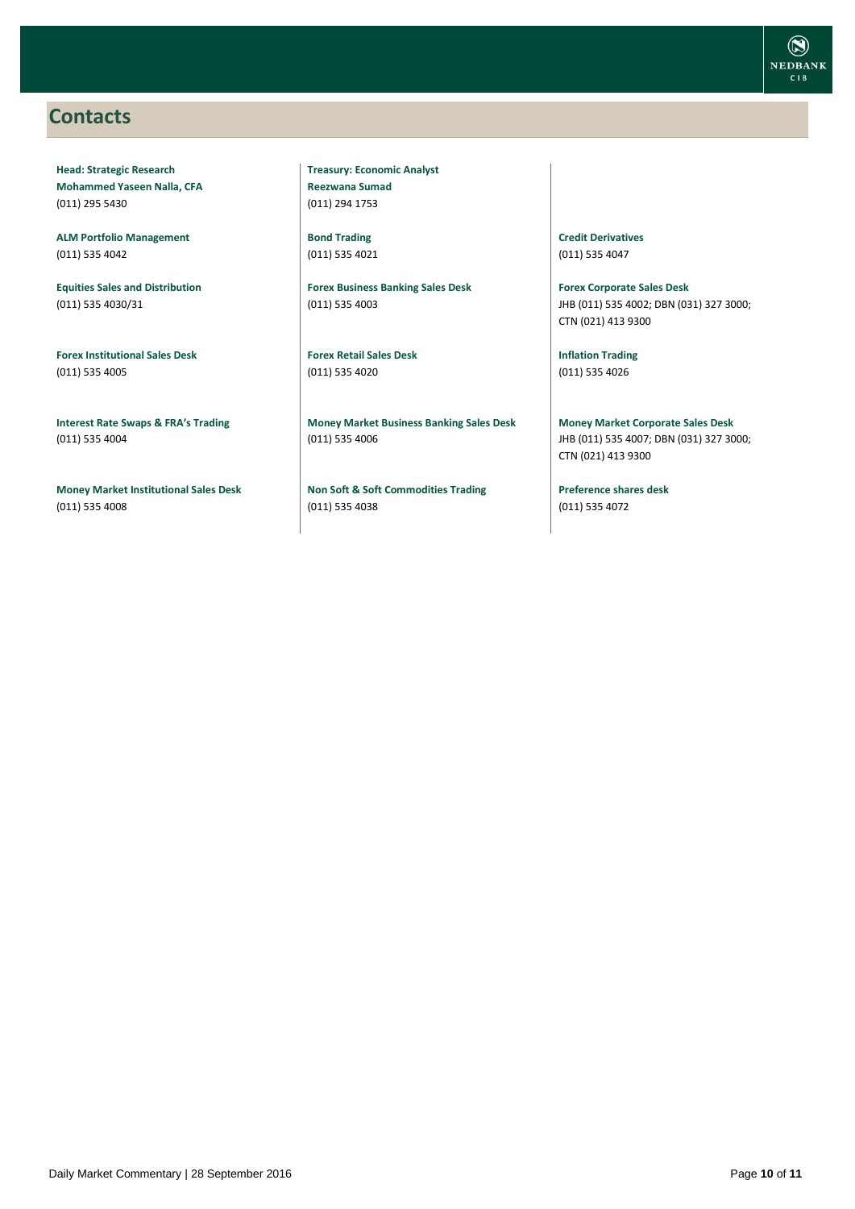## Contacts

**Head: Strategic Research**
**Mohammed Yaseen Nalla, CFA**
(011) 295 5430

**ALM Portfolio Management**
(011) 535 4042

**Equities Sales and Distribution**
(011) 535 4030/31

**Forex Institutional Sales Desk**
(011) 535 4005

**Interest Rate Swaps & FRA's Trading**
(011) 535 4004

**Money Market Institutional Sales Desk**
(011) 535 4008

**Treasury: Economic Analyst**
**Reezwana Sumad**
(011) 294 1753

**Bond Trading**
(011) 535 4021

**Forex Business Banking Sales Desk**
(011) 535 4003

**Forex Retail Sales Desk**
(011) 535 4020

**Money Market Business Banking Sales Desk**
(011) 535 4006

**Non Soft & Soft Commodities Trading**
(011) 535 4038

**Credit Derivatives**
(011) 535 4047

**Forex Corporate Sales Desk**
JHB (011) 535 4002; DBN (031) 327 3000; CTN (021) 413 9300

**Inflation Trading**
(011) 535 4026

**Money Market Corporate Sales Desk**
JHB (011) 535 4007; DBN (031) 327 3000; CTN (021) 413 9300

**Preference shares desk**
(011) 535 4072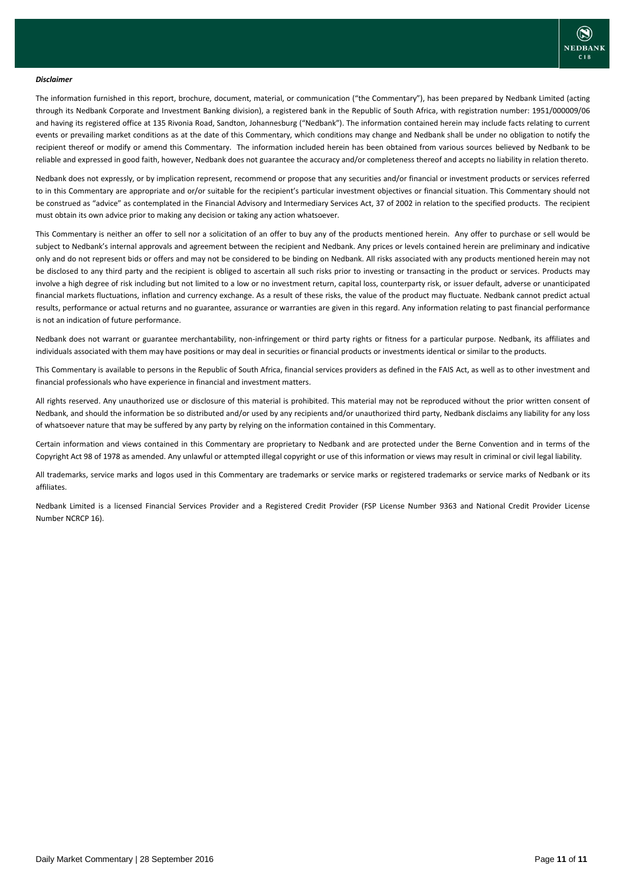***Disclaimer***

The information furnished in this report, brochure, document, material, or communication ("the Commentary"), has been prepared by Nedbank Limited (acting through its Nedbank Corporate and Investment Banking division), a registered bank in the Republic of South Africa, with registration number: 1951/000009/06 and having its registered office at 135 Rivonia Road, Sandton, Johannesburg ("Nedbank"). The information contained herein may include facts relating to current events or prevailing market conditions as at the date of this Commentary, which conditions may change and Nedbank shall be under no obligation to notify the recipient thereof or modify or amend this Commentary. The information included herein has been obtained from various sources believed by Nedbank to be reliable and expressed in good faith, however, Nedbank does not guarantee the accuracy and/or completeness thereof and accepts no liability in relation thereto.

Nedbank does not expressly, or by implication represent, recommend or propose that any securities and/or financial or investment products or services referred to in this Commentary are appropriate and or/or suitable for the recipient's particular investment objectives or financial situation. This Commentary should not be construed as "advice" as contemplated in the Financial Advisory and Intermediary Services Act, 37 of 2002 in relation to the specified products. The recipient must obtain its own advice prior to making any decision or taking any action whatsoever.

This Commentary is neither an offer to sell nor a solicitation of an offer to buy any of the products mentioned herein. Any offer to purchase or sell would be subject to Nedbank's internal approvals and agreement between the recipient and Nedbank. Any prices or levels contained herein are preliminary and indicative only and do not represent bids or offers and may not be considered to be binding on Nedbank. All risks associated with any products mentioned herein may not be disclosed to any third party and the recipient is obliged to ascertain all such risks prior to investing or transacting in the product or services. Products may involve a high degree of risk including but not limited to a low or no investment return, capital loss, counterparty risk, or issuer default, adverse or unanticipated financial markets fluctuations, inflation and currency exchange. As a result of these risks, the value of the product may fluctuate. Nedbank cannot predict actual results, performance or actual returns and no guarantee, assurance or warranties are given in this regard. Any information relating to past financial performance is not an indication of future performance.

Nedbank does not warrant or guarantee merchantability, non-infringement or third party rights or fitness for a particular purpose. Nedbank, its affiliates and individuals associated with them may have positions or may deal in securities or financial products or investments identical or similar to the products.

This Commentary is available to persons in the Republic of South Africa, financial services providers as defined in the FAIS Act, as well as to other investment and financial professionals who have experience in financial and investment matters.

All rights reserved. Any unauthorized use or disclosure of this material is prohibited. This material may not be reproduced without the prior written consent of Nedbank, and should the information be so distributed and/or used by any recipients and/or unauthorized third party, Nedbank disclaims any liability for any loss of whatsoever nature that may be suffered by any party by relying on the information contained in this Commentary.

Certain information and views contained in this Commentary are proprietary to Nedbank and are protected under the Berne Convention and in terms of the Copyright Act 98 of 1978 as amended. Any unlawful or attempted illegal copyright or use of this information or views may result in criminal or civil legal liability.

All trademarks, service marks and logos used in this Commentary are trademarks or service marks or registered trademarks or service marks of Nedbank or its affiliates.

Nedbank Limited is a licensed Financial Services Provider and a Registered Credit Provider (FSP License Number 9363 and National Credit Provider License Number NCRCP 16).